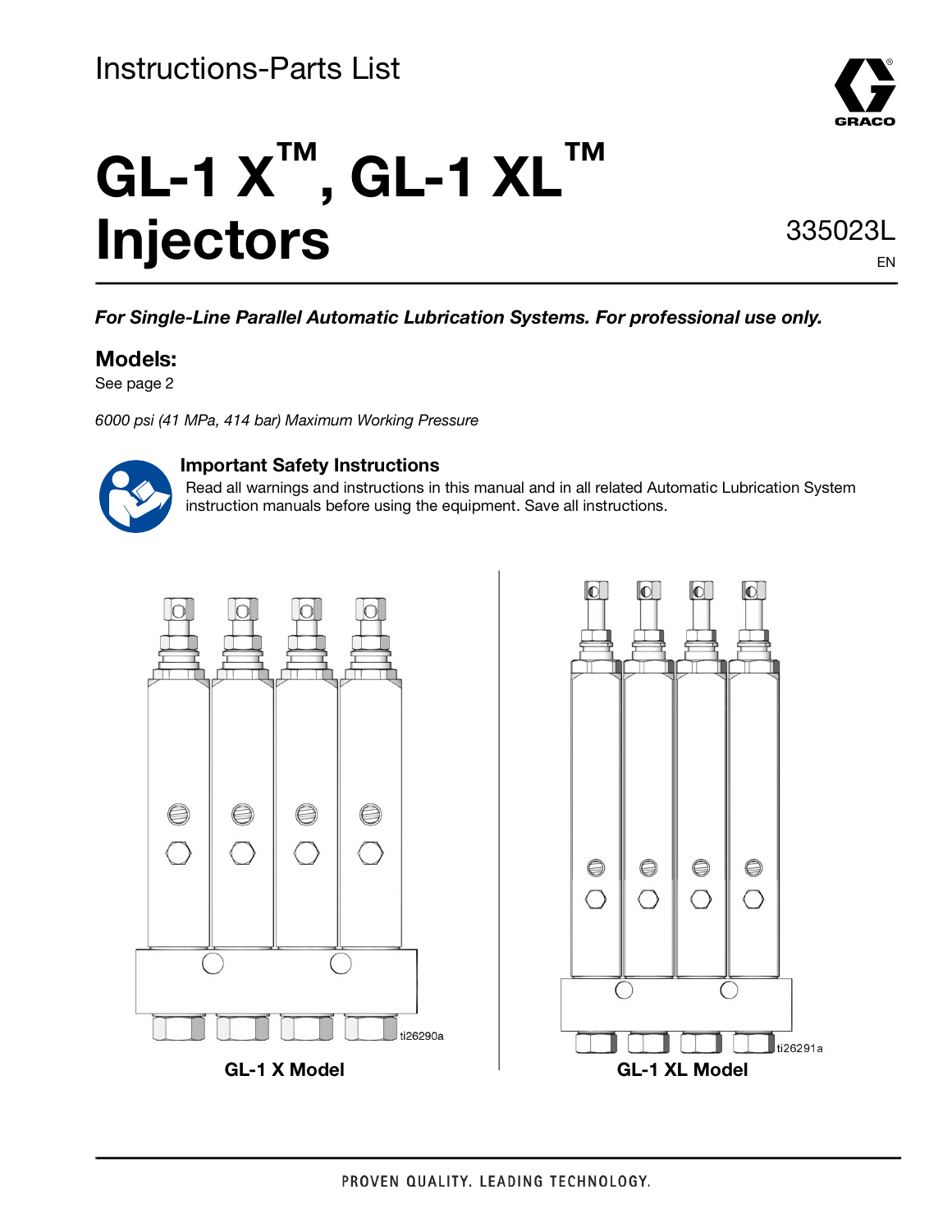Instructions-Parts List

# GL-1 X™, GL-1 XL™ Injectors

335023L

EN

***For Single-Line Parallel Automatic Lubrication Systems. For professional use only.***

## Models:

See page 2

*6000 psi (41 MPa, 414 bar) Maximum Working Pressure*

### Important Safety Instructions

Read all warnings and instructions in this manual and in all related Automatic Lubrication System instruction manuals before using the equipment. Save all instructions.

ti26290a

**GL-1 X Model**

ti26291a

**GL-1 XL Model**

PROVEN QUALITY. LEADING TECHNOLOGY.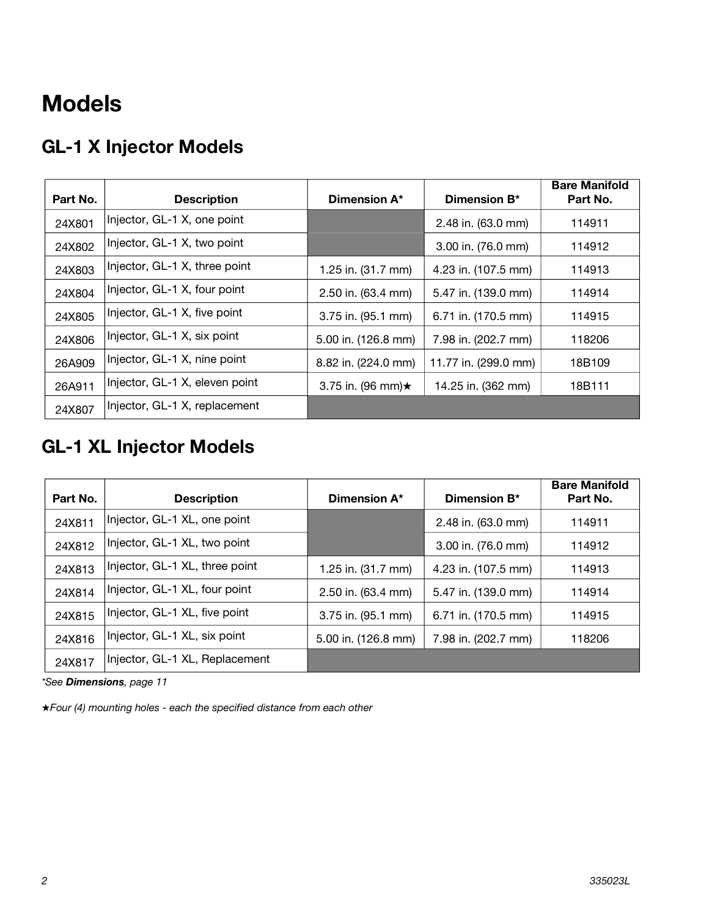# Models

## GL-1 X Injector Models

| Part No. | Description | Dimension A* | Dimension B* | Bare Manifold Part No. |
|---|---|---|---|---|
| 24X801 | Injector, GL-1 X, one point | | 2.48 in. (63.0 mm) | 114911 |
| 24X802 | Injector, GL-1 X, two point | | 3.00 in. (76.0 mm) | 114912 |
| 24X803 | Injector, GL-1 X, three point | 1.25 in. (31.7 mm) | 4.23 in. (107.5 mm) | 114913 |
| 24X804 | Injector, GL-1 X, four point | 2.50 in. (63.4 mm) | 5.47 in. (139.0 mm) | 114914 |
| 24X805 | Injector, GL-1 X, five point | 3.75 in. (95.1 mm) | 6.71 in. (170.5 mm) | 114915 |
| 24X806 | Injector, GL-1 X, six point | 5.00 in. (126.8 mm) | 7.98 in. (202.7 mm) | 118206 |
| 26A909 | Injector, GL-1 X, nine point | 8.82 in. (224.0 mm) | 11.77 in. (299.0 mm) | 18B109 |
| 26A911 | Injector, GL-1 X, eleven point | 3.75 in. (96 mm)★ | 14.25 in. (362 mm) | 18B111 |
| 24X807 | Injector, GL-1 X, replacement | | | |

## GL-1 XL Injector Models

| Part No. | Description | Dimension A* | Dimension B* | Bare Manifold Part No. |
|---|---|---|---|---|
| 24X811 | Injector, GL-1 XL, one point | | 2.48 in. (63.0 mm) | 114911 |
| 24X812 | Injector, GL-1 XL, two point | | 3.00 in. (76.0 mm) | 114912 |
| 24X813 | Injector, GL-1 XL, three point | 1.25 in. (31.7 mm) | 4.23 in. (107.5 mm) | 114913 |
| 24X814 | Injector, GL-1 XL, four point | 2.50 in. (63.4 mm) | 5.47 in. (139.0 mm) | 114914 |
| 24X815 | Injector, GL-1 XL, five point | 3.75 in. (95.1 mm) | 6.71 in. (170.5 mm) | 114915 |
| 24X816 | Injector, GL-1 XL, six point | 5.00 in. (126.8 mm) | 7.98 in. (202.7 mm) | 118206 |
| 24X817 | Injector, GL-1 XL, Replacement | | | |

*\*See **Dimensions**, page 11*

*★Four (4) mounting holes - each the specified distance from each other*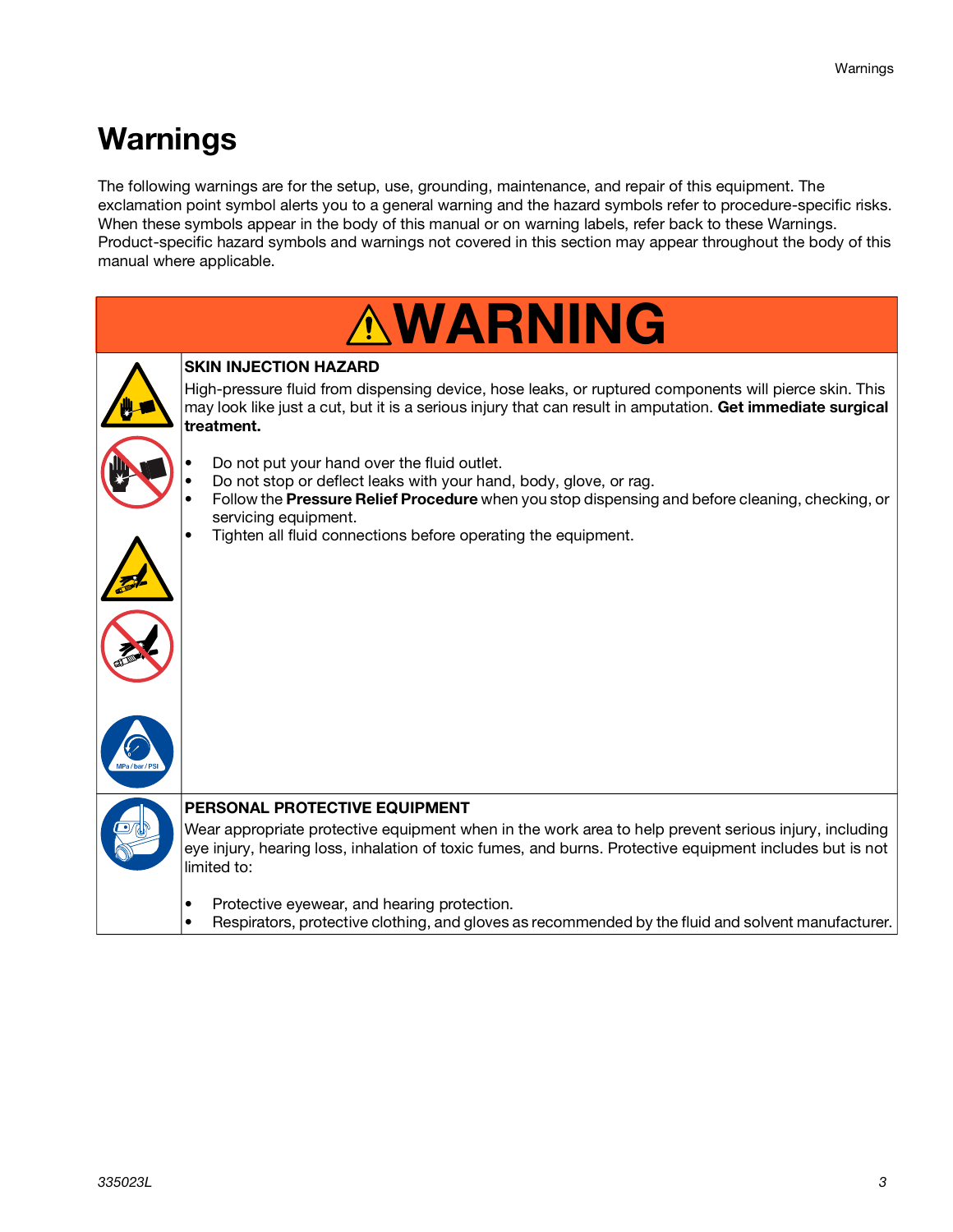# Warnings

The following warnings are for the setup, use, grounding, maintenance, and repair of this equipment. The exclamation point symbol alerts you to a general warning and the hazard symbols refer to procedure-specific risks. When these symbols appear in the body of this manual or on warning labels, refer back to these Warnings. Product-specific hazard symbols and warnings not covered in this section may appear throughout the body of this manual where applicable.

## WARNING

**SKIN INJECTION HAZARD**

High-pressure fluid from dispensing device, hose leaks, or ruptured components will pierce skin. This may look like just a cut, but it is a serious injury that can result in amputation. **Get immediate surgical treatment.**

- Do not put your hand over the fluid outlet.
- Do not stop or deflect leaks with your hand, body, glove, or rag.
- Follow the **Pressure Relief Procedure** when you stop dispensing and before cleaning, checking, or servicing equipment.
- Tighten all fluid connections before operating the equipment.

**PERSONAL PROTECTIVE EQUIPMENT**

Wear appropriate protective equipment when in the work area to help prevent serious injury, including eye injury, hearing loss, inhalation of toxic fumes, and burns. Protective equipment includes but is not limited to:

- Protective eyewear, and hearing protection.
- Respirators, protective clothing, and gloves as recommended by the fluid and solvent manufacturer.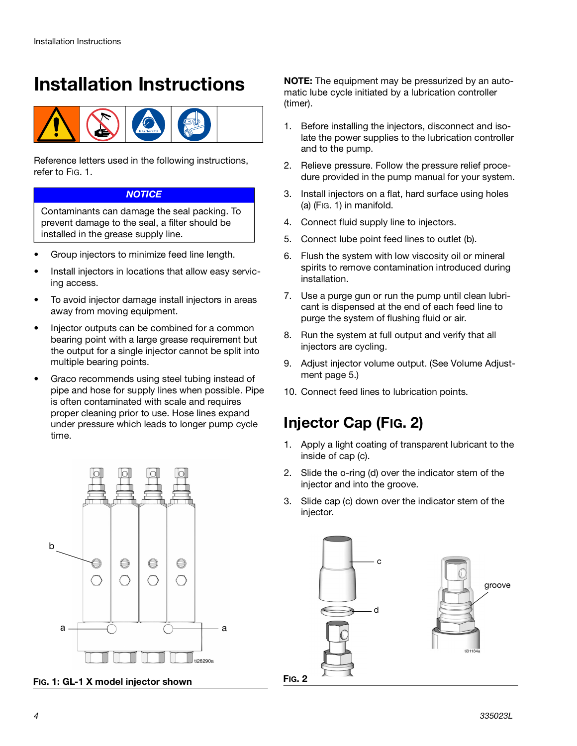# Installation Instructions

Reference letters used in the following instructions, refer to FIG. 1.

**NOTICE**

Contaminants can damage the seal packing. To prevent damage to the seal, a filter should be installed in the grease supply line.

- Group injectors to minimize feed line length.
- Install injectors in locations that allow easy servicing access.
- To avoid injector damage install injectors in areas away from moving equipment.
- Injector outputs can be combined for a common bearing point with a large grease requirement but the output for a single injector cannot be split into multiple bearing points.
- Graco recommends using steel tubing instead of pipe and hose for supply lines when possible. Pipe is often contaminated with scale and requires proper cleaning prior to use. Hose lines expand under pressure which leads to longer pump cycle time.

b

a

a

ti26290a

**FIG. 1: GL-1 X model injector shown**

**NOTE:** The equipment may be pressurized by an automatic lube cycle initiated by a lubrication controller (timer).

1. Before installing the injectors, disconnect and isolate the power supplies to the lubrication controller and to the pump.
2. Relieve pressure. Follow the pressure relief procedure provided in the pump manual for your system.
3. Install injectors on a flat, hard surface using holes (a) (FIG. 1) in manifold.
4. Connect fluid supply line to injectors.
5. Connect lube point feed lines to outlet (b).
6. Flush the system with low viscosity oil or mineral spirits to remove contamination introduced during installation.
7. Use a purge gun or run the pump until clean lubricant is dispensed at the end of each feed line to purge the system of flushing fluid or air.
8. Run the system at full output and verify that all injectors are cycling.
9. Adjust injector volume output. (See Volume Adjustment page 5.)
10. Connect feed lines to lubrication points.

## Injector Cap (FIG. 2)

1. Apply a light coating of transparent lubricant to the inside of cap (c).
2. Slide the o-ring (d) over the indicator stem of the injector and into the groove.
3. Slide cap (c) down over the indicator stem of the injector.

c

d

groove

ti31184a

**FIG. 2**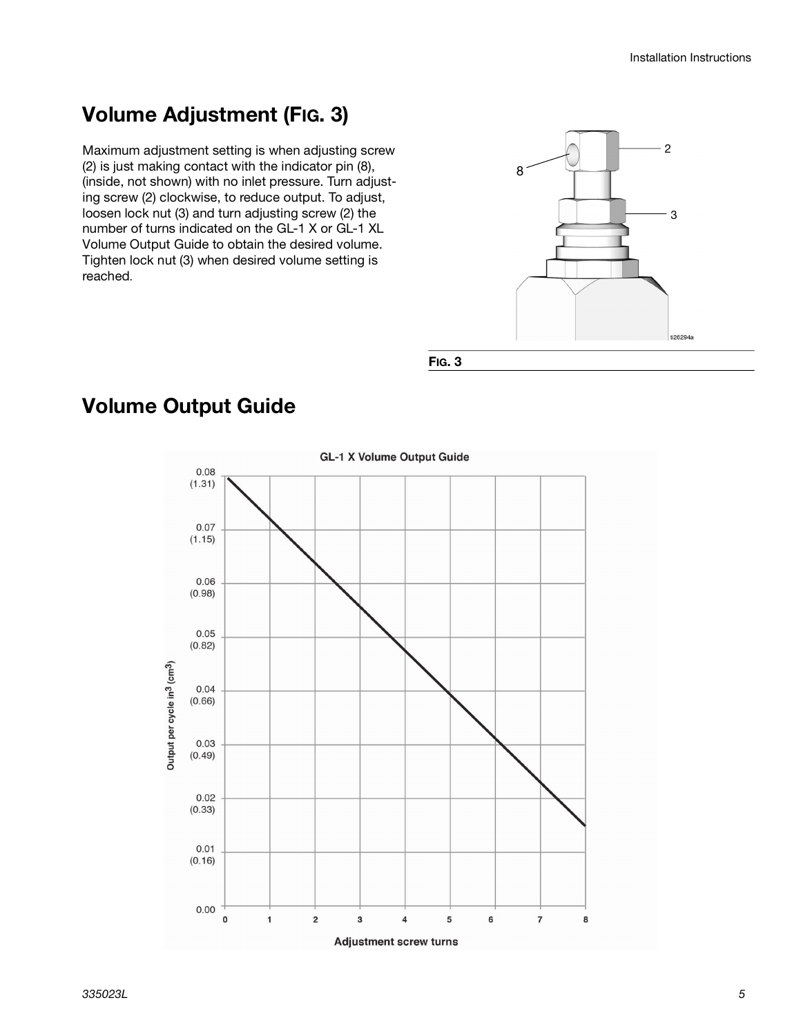## Volume Adjustment (FIG. 3)

Maximum adjustment setting is when adjusting screw (2) is just making contact with the indicator pin (8), (inside, not shown) with no inlet pressure. Turn adjusting screw (2) clockwise, to reduce output. To adjust, loosen lock nut (3) and turn adjusting screw (2) the number of turns indicated on the GL-1 X or GL-1 XL Volume Output Guide to obtain the desired volume. Tighten lock nut (3) when desired volume setting is reached.

8
2
3
ti26294a

**FIG. 3**

## Volume Output Guide

GL-1 X Volume Output Guide

Output per cycle in$^3$ (cm$^3$)

0.08 (1.31)
0.07 (1.15)
0.06 (0.98)
0.05 (0.82)
0.04 (0.66)
0.03 (0.49)
0.02 (0.33)
0.01 (0.16)
0.00

0 1 2 3 4 5 6 7 8

Adjustment screw turns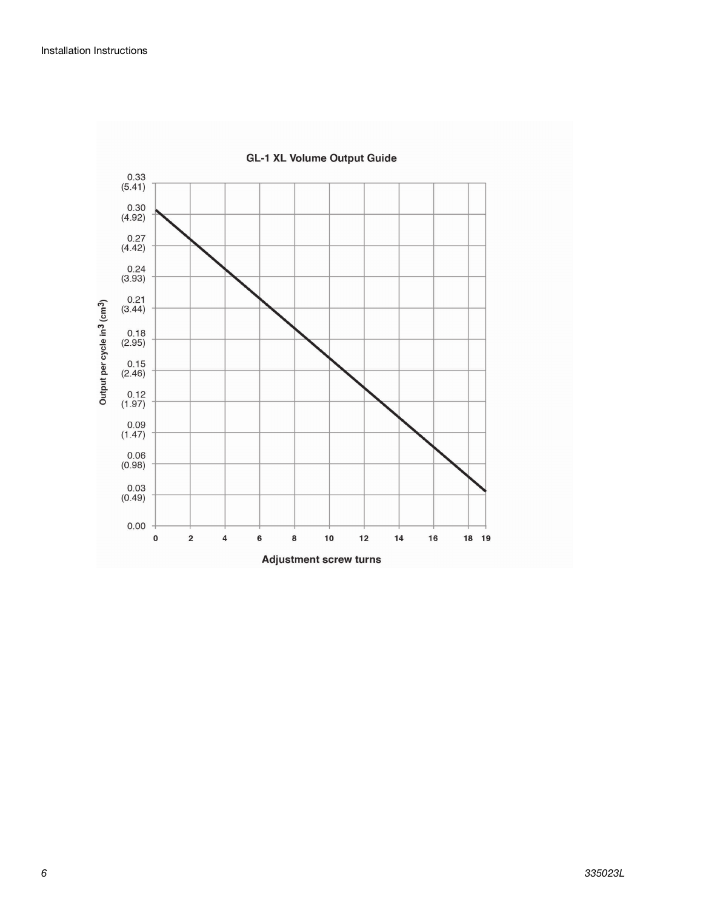GL-1 XL Volume Output Guide

Output per cycle $in^3$ ($cm^3$)

0.33 (5.41)
0.30 (4.92)
0.27 (4.42)
0.24 (3.93)
0.21 (3.44)
0.18 (2.95)
0.15 (2.46)
0.12 (1.97)
0.09 (1.47)
0.06 (0.98)
0.03 (0.49)
0.00

0 2 4 6 8 10 12 14 16 18 19

Adjustment screw turns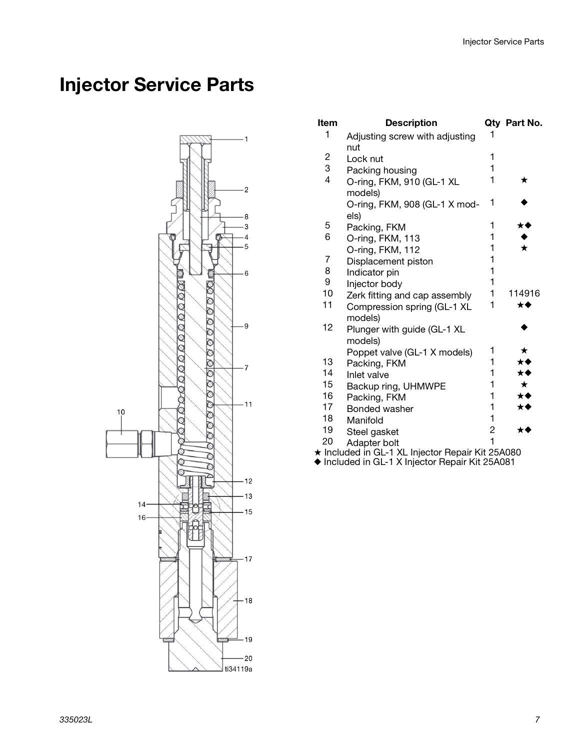# Injector Service Parts

1
2
8
3
4
5
6
9
7
10
11
12
13
14
15
16
17
18
19
20
ti34119a

| Item | Description | Qty | Part No. |
|---|---|---|---|
| 1 | Adjusting screw with adjusting nut | 1 | |
| 2 | Lock nut | 1 | |
| 3 | Packing housing | 1 | |
| 4 | O-ring, FKM, 910 (GL-1 XL models) | 1 | ★ |
| | O-ring, FKM, 908 (GL-1 X models) | 1 | ◆ |
| 5 | Packing, FKM | 1 | ★◆ |
| 6 | O-ring, FKM, 113 | 1 | ◆ |
| | O-ring, FKM, 112 | 1 | ★ |
| 7 | Displacement piston | 1 | |
| 8 | Indicator pin | 1 | |
| 9 | Injector body | 1 | |
| 10 | Zerk fitting and cap assembly | 1 | 114916 |
| 11 | Compression spring (GL-1 XL models) | 1 | ★◆ |
| 12 | Plunger with guide (GL-1 XL models) | | ◆ |
| | Poppet valve (GL-1 X models) | 1 | ★ |
| 13 | Packing, FKM | 1 | ★◆ |
| 14 | Inlet valve | 1 | ★◆ |
| 15 | Backup ring, UHMWPE | 1 | ★ |
| 16 | Packing, FKM | 1 | ★◆ |
| 17 | Bonded washer | 1 | ★◆ |
| 18 | Manifold | 1 | |
| 19 | Steel gasket | 2 | ★◆ |
| 20 | Adapter bolt | 1 | |

★ Included in GL-1 XL Injector Repair Kit 25A080

◆ Included in GL-1 X Injector Repair Kit 25A081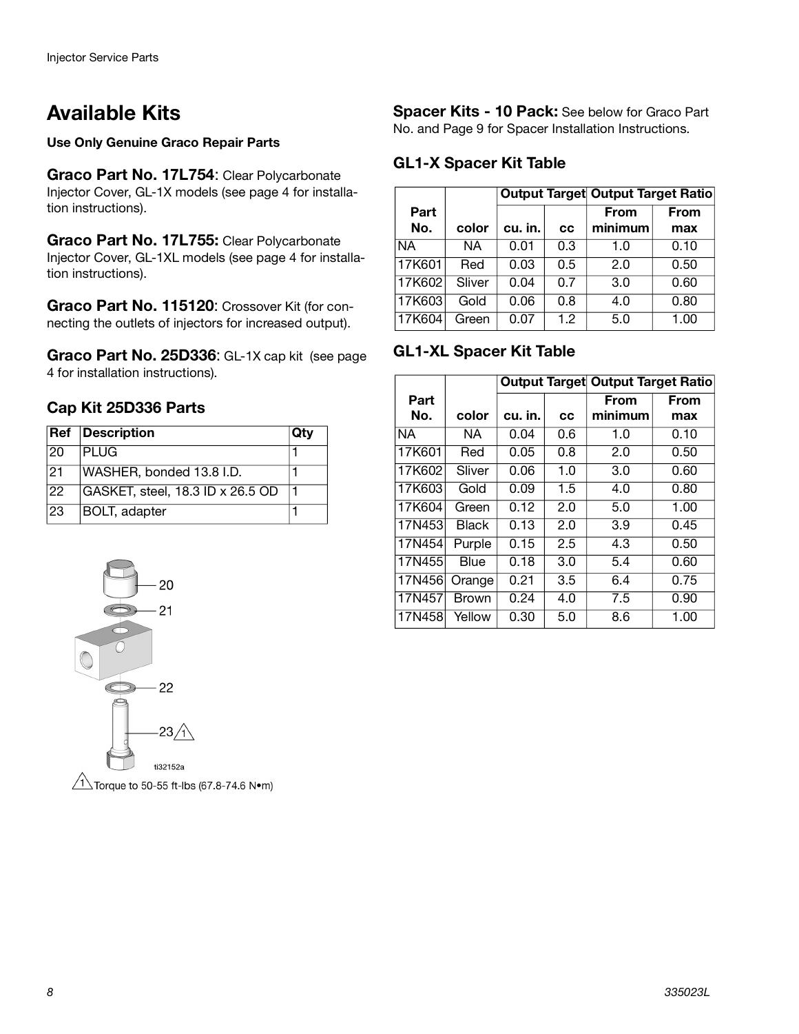## Available Kits

**Use Only Genuine Graco Repair Parts**

**Graco Part No. 17L754**: Clear Polycarbonate Injector Cover, GL-1X models (see page 4 for installation instructions).

**Graco Part No. 17L755:** Clear Polycarbonate Injector Cover, GL-1XL models (see page 4 for installation instructions).

**Graco Part No. 115120**: Crossover Kit (for connecting the outlets of injectors for increased output).

**Graco Part No. 25D336**: GL-1X cap kit (see page 4 for installation instructions).

### Cap Kit 25D336 Parts

| Ref | Description | Qty |
|---|---|---|
| 20 | PLUG | 1 |
| 21 | WASHER, bonded 13.8 I.D. | 1 |
| 22 | GASKET, steel, 18.3 ID x 26.5 OD | 1 |
| 23 | BOLT, adapter | 1 |

20
21
22
23 1
ti32152a

1 Torque to 50-55 ft-lbs (67.8-74.6 N•m)

**Spacer Kits - 10 Pack:** See below for Graco Part No. and Page 9 for Spacer Installation Instructions.

### GL1-X Spacer Kit Table

| | | Output Target | | Output Target Ratio | |
|---|---|---|---|---|---|
| Part No. | color | cu. in. | cc | From minimum | From max |
| NA | NA | 0.01 | 0.3 | 1.0 | 0.10 |
| 17K601 | Red | 0.03 | 0.5 | 2.0 | 0.50 |
| 17K602 | Sliver | 0.04 | 0.7 | 3.0 | 0.60 |
| 17K603 | Gold | 0.06 | 0.8 | 4.0 | 0.80 |
| 17K604 | Green | 0.07 | 1.2 | 5.0 | 1.00 |

### GL1-XL Spacer Kit Table

| | | Output Target | | Output Target Ratio | |
|---|---|---|---|---|---|
| Part No. | color | cu. in. | cc | From minimum | From max |
| NA | NA | 0.04 | 0.6 | 1.0 | 0.10 |
| 17K601 | Red | 0.05 | 0.8 | 2.0 | 0.50 |
| 17K602 | Sliver | 0.06 | 1.0 | 3.0 | 0.60 |
| 17K603 | Gold | 0.09 | 1.5 | 4.0 | 0.80 |
| 17K604 | Green | 0.12 | 2.0 | 5.0 | 1.00 |
| 17N453 | Black | 0.13 | 2.0 | 3.9 | 0.45 |
| 17N454 | Purple | 0.15 | 2.5 | 4.3 | 0.50 |
| 17N455 | Blue | 0.18 | 3.0 | 5.4 | 0.60 |
| 17N456 | Orange | 0.21 | 3.5 | 6.4 | 0.75 |
| 17N457 | Brown | 0.24 | 4.0 | 7.5 | 0.90 |
| 17N458 | Yellow | 0.30 | 5.0 | 8.6 | 1.00 |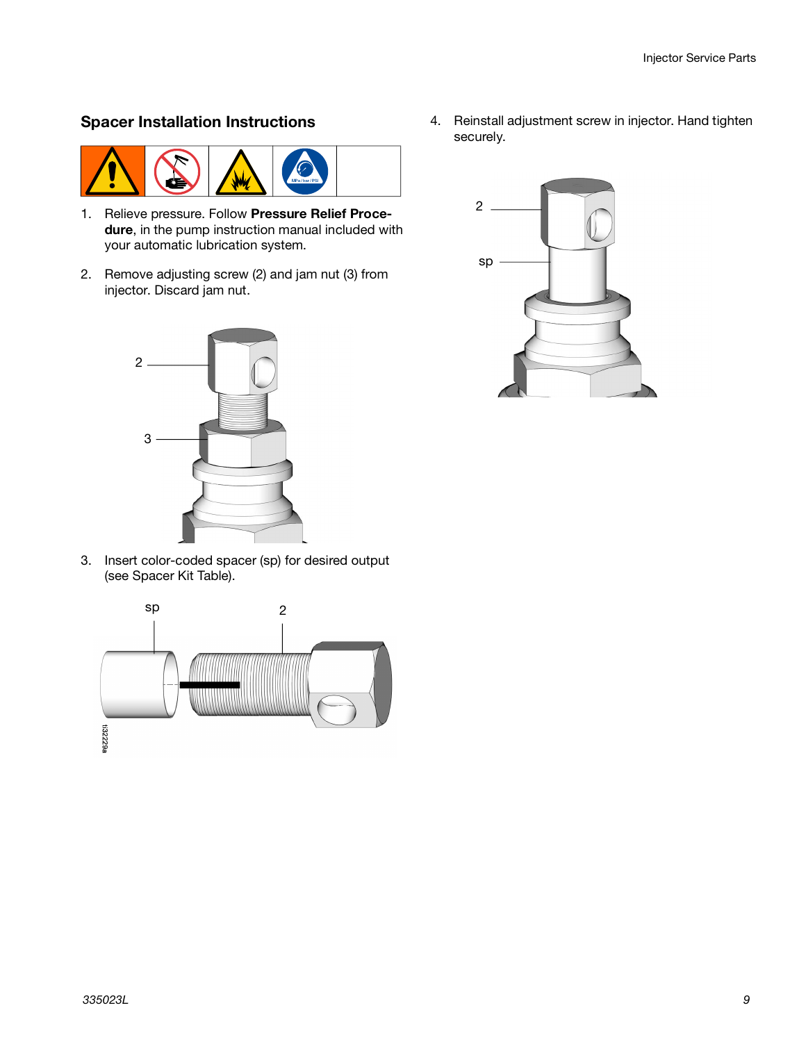## Spacer Installation Instructions

1. Relieve pressure. Follow **Pressure Relief Procedure**, in the pump instruction manual included with your automatic lubrication system.

2. Remove adjusting screw (2) and jam nut (3) from injector. Discard jam nut.

3. Insert color-coded spacer (sp) for desired output (see Spacer Kit Table).

4. Reinstall adjustment screw in injector. Hand tighten securely.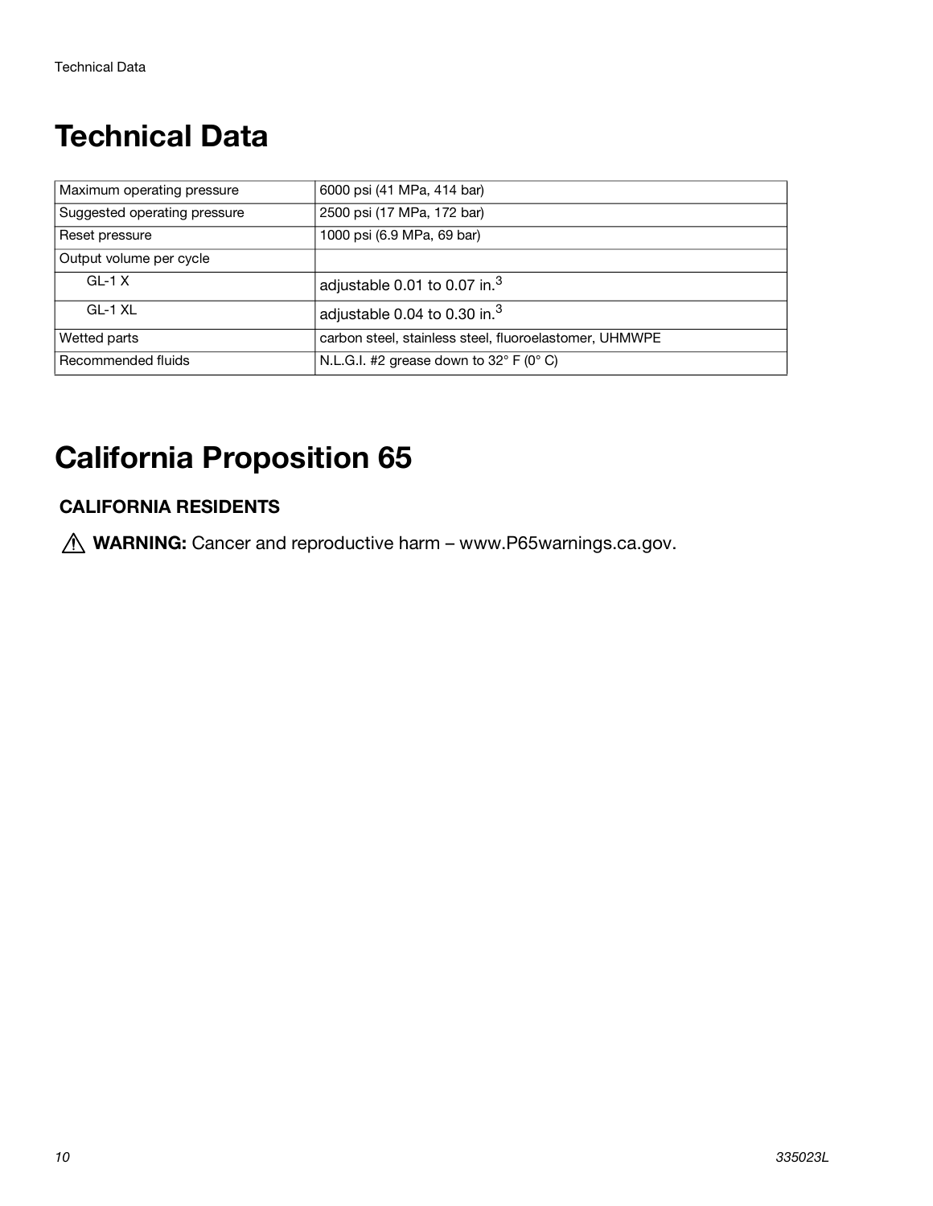# Technical Data

| | |
|---|---|
| Maximum operating pressure | 6000 psi (41 MPa, 414 bar) |
| Suggested operating pressure | 2500 psi (17 MPa, 172 bar) |
| Reset pressure | 1000 psi (6.9 MPa, 69 bar) |
| Output volume per cycle | |
| GL-1 X | adjustable 0.01 to 0.07 $in.^3$ |
| GL-1 XL | adjustable 0.04 to 0.30 $in.^3$ |
| Wetted parts | carbon steel, stainless steel, fluoroelastomer, UHMWPE |
| Recommended fluids | N.L.G.I. #2 grease down to 32° F (0° C) |

# California Proposition 65

### CALIFORNIA RESIDENTS

⚠ **WARNING:** Cancer and reproductive harm – www.P65warnings.ca.gov.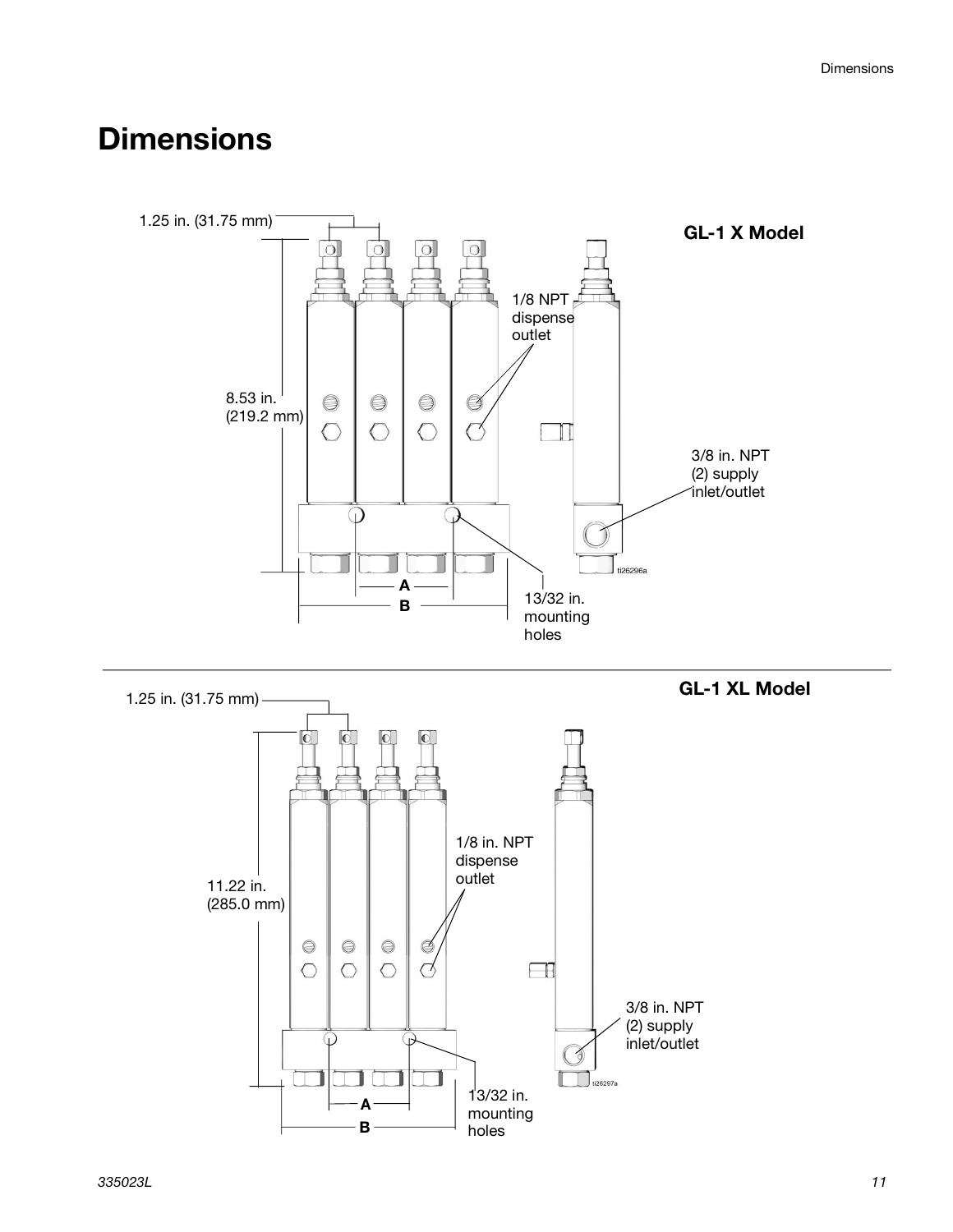# Dimensions

**GL-1 X Model**

1.25 in. (31.75 mm)

8.53 in. (219.2 mm)

1/8 NPT dispense outlet

3/8 in. NPT (2) supply inlet/outlet

13/32 in. mounting holes

A

B

ti26296a

**GL-1 XL Model**

1.25 in. (31.75 mm)

11.22 in. (285.0 mm)

1/8 in. NPT dispense outlet

3/8 in. NPT (2) supply inlet/outlet

13/32 in. mounting holes

A

B

ti26297a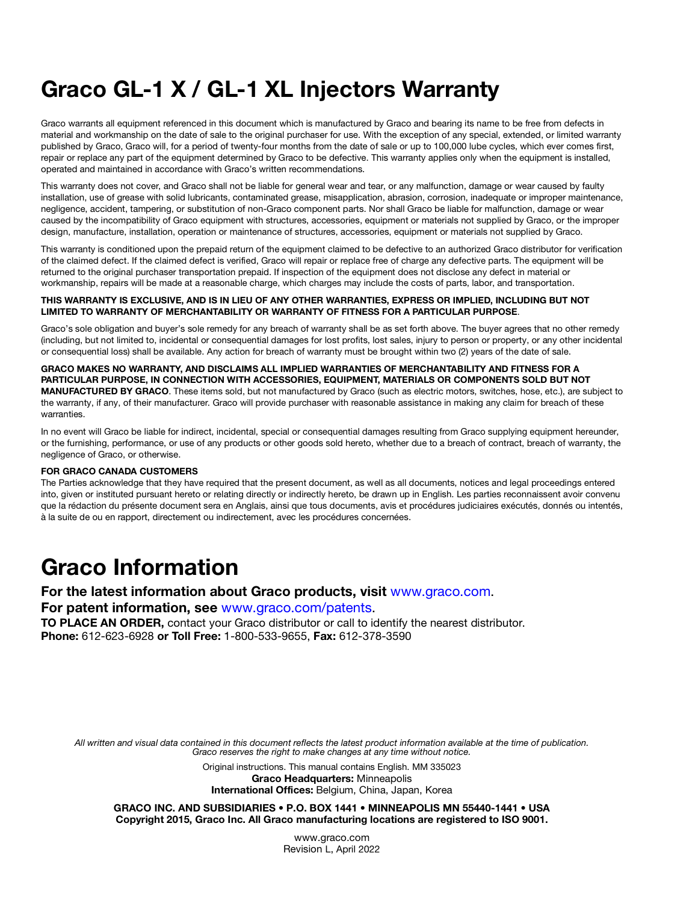# Graco GL-1 X / GL-1 XL Injectors Warranty

Graco warrants all equipment referenced in this document which is manufactured by Graco and bearing its name to be free from defects in material and workmanship on the date of sale to the original purchaser for use. With the exception of any special, extended, or limited warranty published by Graco, Graco will, for a period of twenty-four months from the date of sale or up to 100,000 lube cycles, which ever comes first, repair or replace any part of the equipment determined by Graco to be defective. This warranty applies only when the equipment is installed, operated and maintained in accordance with Graco's written recommendations.

This warranty does not cover, and Graco shall not be liable for general wear and tear, or any malfunction, damage or wear caused by faulty installation, use of grease with solid lubricants, contaminated grease, misapplication, abrasion, corrosion, inadequate or improper maintenance, negligence, accident, tampering, or substitution of non-Graco component parts. Nor shall Graco be liable for malfunction, damage or wear caused by the incompatibility of Graco equipment with structures, accessories, equipment or materials not supplied by Graco, or the improper design, manufacture, installation, operation or maintenance of structures, accessories, equipment or materials not supplied by Graco.

This warranty is conditioned upon the prepaid return of the equipment claimed to be defective to an authorized Graco distributor for verification of the claimed defect. If the claimed defect is verified, Graco will repair or replace free of charge any defective parts. The equipment will be returned to the original purchaser transportation prepaid. If inspection of the equipment does not disclose any defect in material or workmanship, repairs will be made at a reasonable charge, which charges may include the costs of parts, labor, and transportation.

**THIS WARRANTY IS EXCLUSIVE, AND IS IN LIEU OF ANY OTHER WARRANTIES, EXPRESS OR IMPLIED, INCLUDING BUT NOT LIMITED TO WARRANTY OF MERCHANTABILITY OR WARRANTY OF FITNESS FOR A PARTICULAR PURPOSE**.

Graco's sole obligation and buyer's sole remedy for any breach of warranty shall be as set forth above. The buyer agrees that no other remedy (including, but not limited to, incidental or consequential damages for lost profits, lost sales, injury to person or property, or any other incidental or consequential loss) shall be available. Any action for breach of warranty must be brought within two (2) years of the date of sale.

**GRACO MAKES NO WARRANTY, AND DISCLAIMS ALL IMPLIED WARRANTIES OF MERCHANTABILITY AND FITNESS FOR A PARTICULAR PURPOSE, IN CONNECTION WITH ACCESSORIES, EQUIPMENT, MATERIALS OR COMPONENTS SOLD BUT NOT MANUFACTURED BY GRACO**. These items sold, but not manufactured by Graco (such as electric motors, switches, hose, etc.), are subject to the warranty, if any, of their manufacturer. Graco will provide purchaser with reasonable assistance in making any claim for breach of these warranties.

In no event will Graco be liable for indirect, incidental, special or consequential damages resulting from Graco supplying equipment hereunder, or the furnishing, performance, or use of any products or other goods sold hereto, whether due to a breach of contract, breach of warranty, the negligence of Graco, or otherwise.

**FOR GRACO CANADA CUSTOMERS**

The Parties acknowledge that they have required that the present document, as well as all documents, notices and legal proceedings entered into, given or instituted pursuant hereto or relating directly or indirectly hereto, be drawn up in English. Les parties reconnaissent avoir convenu que la rédaction du présente document sera en Anglais, ainsi que tous documents, avis et procédures judiciaires exécutés, donnés ou intentés, à la suite de ou en rapport, directement ou indirectement, avec les procédures concernées.

# Graco Information

**For the latest information about Graco products, visit** www.graco.com.

**For patent information, see** www.graco.com/patents.

**TO PLACE AN ORDER,** contact your Graco distributor or call to identify the nearest distributor.

**Phone:** 612-623-6928 **or Toll Free:** 1-800-533-9655, **Fax:** 612-378-3590

*All written and visual data contained in this document reflects the latest product information available at the time of publication. Graco reserves the right to make changes at any time without notice.*

Original instructions. This manual contains English. MM 335023

**Graco Headquarters:** Minneapolis

**International Offices:** Belgium, China, Japan, Korea

**GRACO INC. AND SUBSIDIARIES • P.O. BOX 1441 • MINNEAPOLIS MN 55440-1441 • USA**

**Copyright 2015, Graco Inc. All Graco manufacturing locations are registered to ISO 9001.**

www.graco.com

Revision L, April 2022